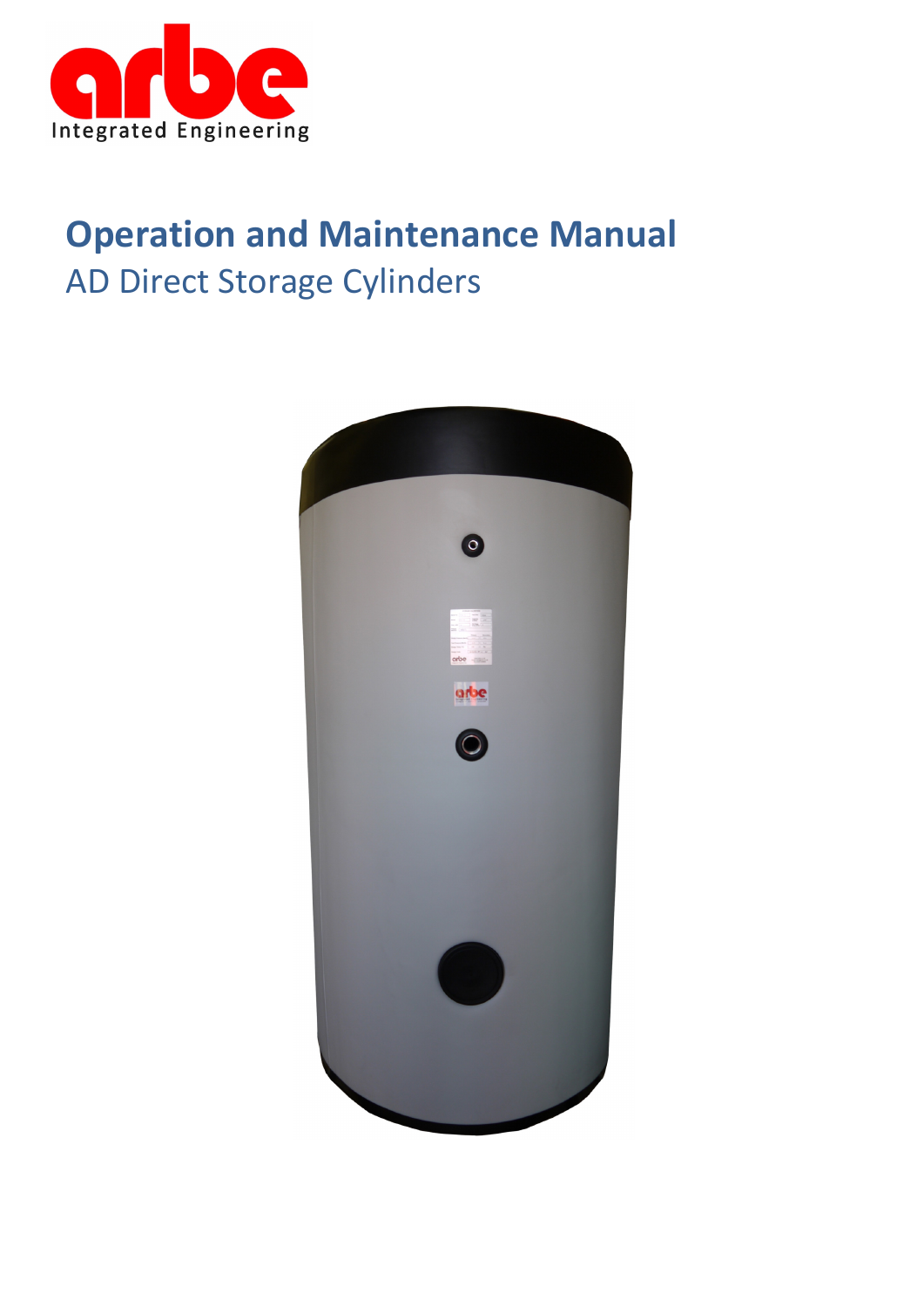arbe

Integrated Engineering

# Operation and Maintenance Manual

## AD Direct Storage Cylinders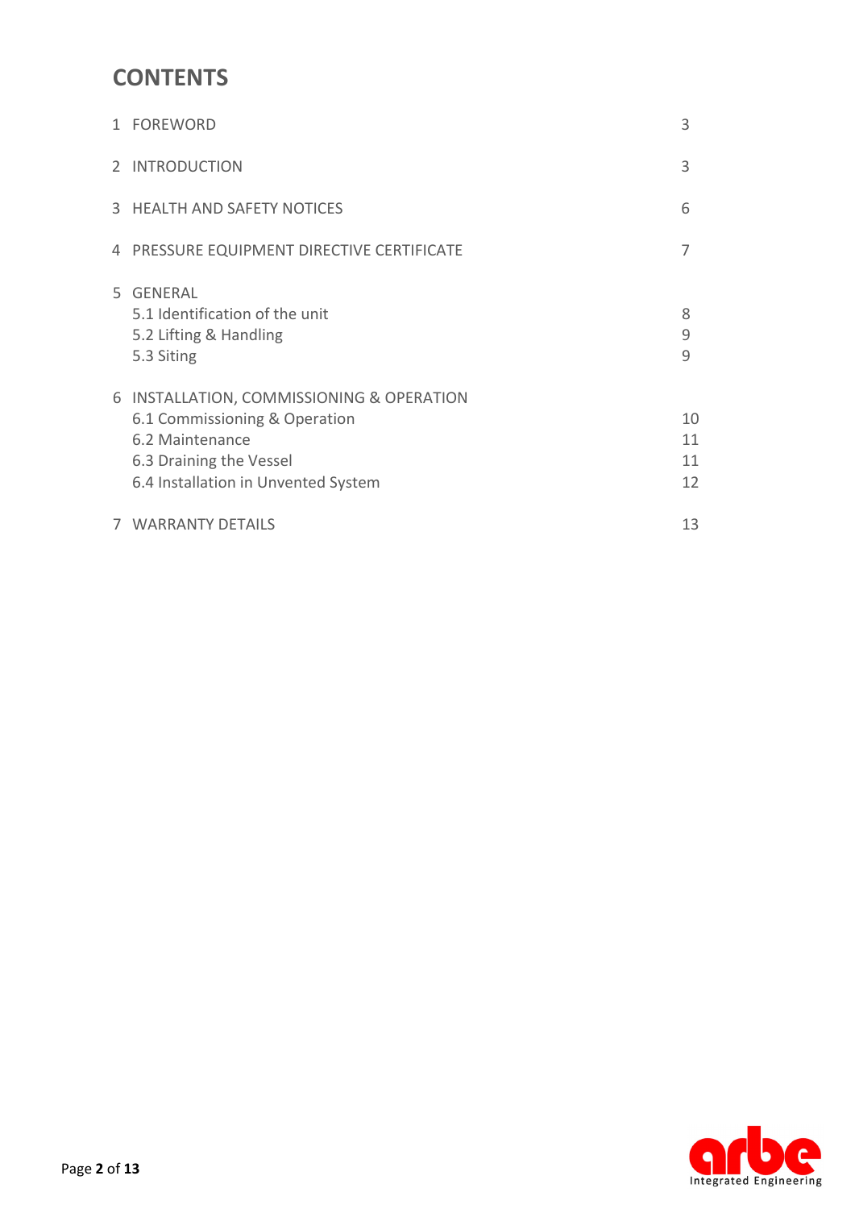# CONTENTS

| | |
|---|---|
| 1 FOREWORD | 3 |
| 2 INTRODUCTION | 3 |
| 3 HEALTH AND SAFETY NOTICES | 6 |
| 4 PRESSURE EQUIPMENT DIRECTIVE CERTIFICATE | 7 |
| 5 GENERAL | |
| 5.1 Identification of the unit | 8 |
| 5.2 Lifting & Handling | 9 |
| 5.3 Siting | 9 |
| 6 INSTALLATION, COMMISSIONING & OPERATION | |
| 6.1 Commissioning & Operation | 10 |
| 6.2 Maintenance | 11 |
| 6.3 Draining the Vessel | 11 |
| 6.4 Installation in Unvented System | 12 |
| 7 WARRANTY DETAILS | 13 |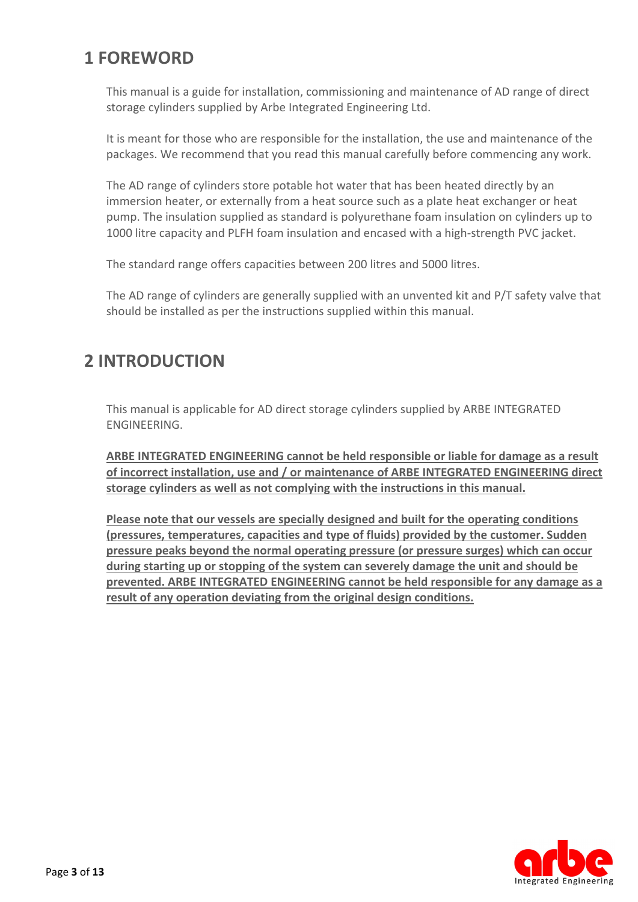# 1 FOREWORD

This manual is a guide for installation, commissioning and maintenance of AD range of direct storage cylinders supplied by Arbe Integrated Engineering Ltd.

It is meant for those who are responsible for the installation, the use and maintenance of the packages. We recommend that you read this manual carefully before commencing any work.

The AD range of cylinders store potable hot water that has been heated directly by an immersion heater, or externally from a heat source such as a plate heat exchanger or heat pump. The insulation supplied as standard is polyurethane foam insulation on cylinders up to 1000 litre capacity and PLFH foam insulation and encased with a high-strength PVC jacket.

The standard range offers capacities between 200 litres and 5000 litres.

The AD range of cylinders are generally supplied with an unvented kit and P/T safety valve that should be installed as per the instructions supplied within this manual.

# 2 INTRODUCTION

This manual is applicable for AD direct storage cylinders supplied by ARBE INTEGRATED ENGINEERING.

**ARBE INTEGRATED ENGINEERING cannot be held responsible or liable for damage as a result of incorrect installation, use and / or maintenance of ARBE INTEGRATED ENGINEERING direct storage cylinders as well as not complying with the instructions in this manual.**

**Please note that our vessels are specially designed and built for the operating conditions (pressures, temperatures, capacities and type of fluids) provided by the customer. Sudden pressure peaks beyond the normal operating pressure (or pressure surges) which can occur during starting up or stopping of the system can severely damage the unit and should be prevented. ARBE INTEGRATED ENGINEERING cannot be held responsible for any damage as a result of any operation deviating from the original design conditions.**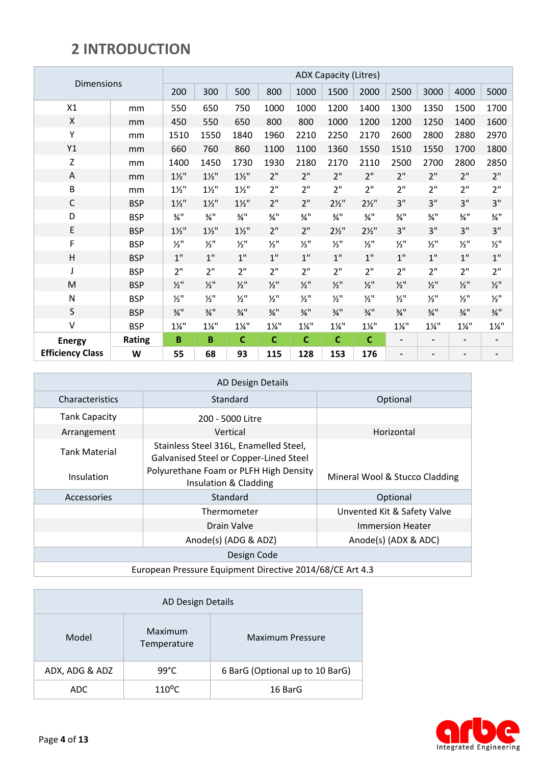## 2 INTRODUCTION

| Dimensions | | ADX Capacity (Litres) | | | | | | | | | | |
|---|---|---|---|---|---|---|---|---|---|---|---|---|
| | | 200 | 300 | 500 | 800 | 1000 | 1500 | 2000 | 2500 | 3000 | 4000 | 5000 |
| X1 | mm | 550 | 650 | 750 | 1000 | 1000 | 1200 | 1400 | 1300 | 1350 | 1500 | 1700 |
| X | mm | 450 | 550 | 650 | 800 | 800 | 1000 | 1200 | 1200 | 1250 | 1400 | 1600 |
| Y | mm | 1510 | 1550 | 1840 | 1960 | 2210 | 2250 | 2170 | 2600 | 2800 | 2880 | 2970 |
| Y1 | mm | 660 | 760 | 860 | 1100 | 1100 | 1360 | 1550 | 1510 | 1550 | 1700 | 1800 |
| Z | mm | 1400 | 1450 | 1730 | 1930 | 2180 | 2170 | 2110 | 2500 | 2700 | 2800 | 2850 |
| A | mm | 1½" | 1½" | 1½" | 2" | 2" | 2" | 2" | 2" | 2" | 2" | 2" |
| B | mm | 1½" | 1½" | 1½" | 2" | 2" | 2" | 2" | 2" | 2" | 2" | 2" |
| C | BSP | 1½" | 1½" | 1½" | 2" | 2" | 2½" | 2½" | 3" | 3" | 3" | 3" |
| D | BSP | ¾" | ¾" | ¾" | ¾" | ¾" | ¾" | ¾" | ¾" | ¾" | ¾" | ¾" |
| E | BSP | 1½" | 1½" | 1½" | 2" | 2" | 2½" | 2½" | 3" | 3" | 3" | 3" |
| F | BSP | ½" | ½" | ½" | ½" | ½" | ½" | ½" | ½" | ½" | ½" | ½" |
| H | BSP | 1" | 1" | 1" | 1" | 1" | 1" | 1" | 1" | 1" | 1" | 1" |
| J | BSP | 2" | 2" | 2" | 2" | 2" | 2" | 2" | 2" | 2" | 2" | 2" |
| M | BSP | ½" | ½" | ½" | ½" | ½" | ½" | ½" | ½" | ½" | ½" | ½" |
| N | BSP | ½" | ½" | ½" | ½" | ½" | ½" | ½" | ½" | ½" | ½" | ½" |
| S | BSP | ¾" | ¾" | ¾" | ¾" | ¾" | ¾" | ¾" | ¾" | ¾" | ¾" | ¾" |
| V | BSP | 1¼" | 1¼" | 1¼" | 1¼" | 1¼" | 1¼" | 1¼" | 1¼" | 1¼" | 1¼" | 1¼" |
| **Energy Efficiency Class** | **Rating** | **B** | **B** | **C** | **C** | **C** | **C** | **C** | - | - | - | - |
| | **W** | **55** | **68** | **93** | **115** | **128** | **153** | **176** | - | - | - | - |

| AD Design Details | | |
|---|---|---|
| Characteristics | Standard | Optional |
| Tank Capacity | 200 - 5000 Litre | |
| Arrangement | Vertical | Horizontal |
| Tank Material | Stainless Steel 316L, Enamelled Steel, Galvanised Steel or Copper-Lined Steel | |
| Insulation | Polyurethane Foam or PLFH High Density Insulation & Cladding | Mineral Wool & Stucco Cladding |
| Accessories | Standard | Optional |
| | Thermometer | Unvented Kit & Safety Valve |
| | Drain Valve | Immersion Heater |
| | Anode(s) (ADG & ADZ) | Anode(s) (ADX & ADC) |
| Design Code | | |
| European Pressure Equipment Directive 2014/68/CE Art 4.3 | | |

| AD Design Details | | |
|---|---|---|
| Model | Maximum Temperature | Maximum Pressure |
| ADX, ADG & ADZ | 99°C | 6 BarG (Optional up to 10 BarG) |
| ADC | 110°C | 16 BarG |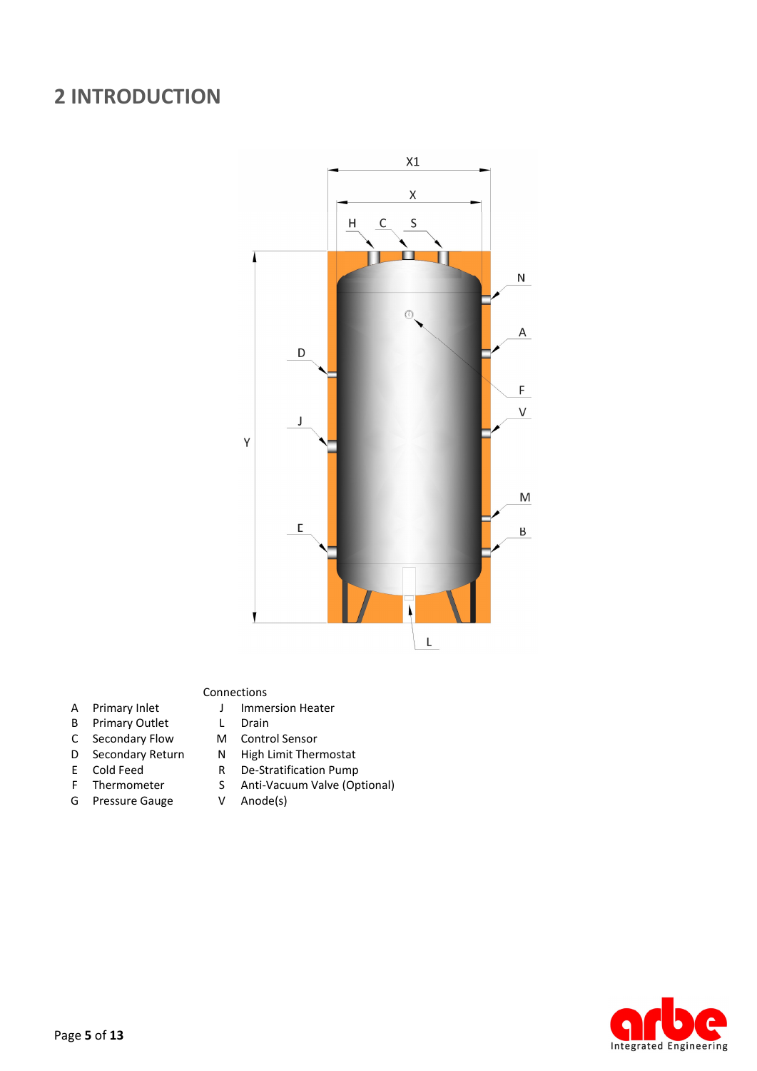# 2 INTRODUCTION

Connections

| | | | |
|---|---|---|---|
| A | Primary Inlet | J | Immersion Heater |
| B | Primary Outlet | L | Drain |
| C | Secondary Flow | M | Control Sensor |
| D | Secondary Return | N | High Limit Thermostat |
| E | Cold Feed | R | De-Stratification Pump |
| F | Thermometer | S | Anti-Vacuum Valve (Optional) |
| G | Pressure Gauge | V | Anode(s) |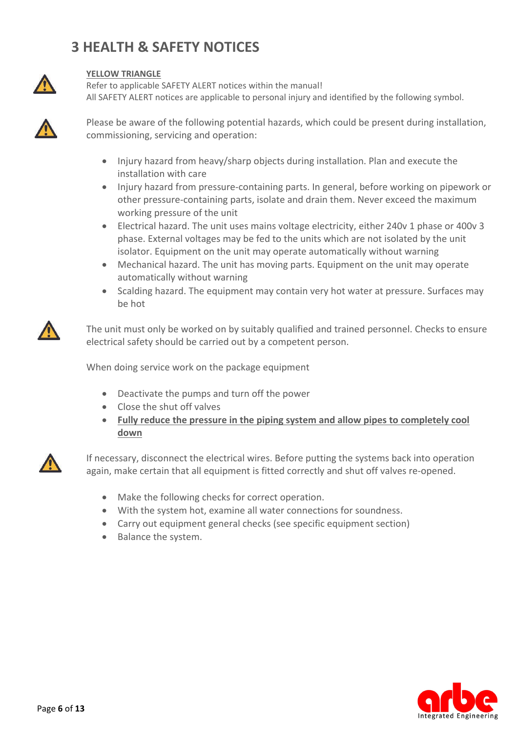# 3 HEALTH & SAFETY NOTICES

**YELLOW TRIANGLE**

Refer to applicable SAFETY ALERT notices within the manual!

All SAFETY ALERT notices are applicable to personal injury and identified by the following symbol.

Please be aware of the following potential hazards, which could be present during installation, commissioning, servicing and operation:

- Injury hazard from heavy/sharp objects during installation. Plan and execute the installation with care
- Injury hazard from pressure-containing parts. In general, before working on pipework or other pressure-containing parts, isolate and drain them. Never exceed the maximum working pressure of the unit
- Electrical hazard. The unit uses mains voltage electricity, either 240v 1 phase or 400v 3 phase. External voltages may be fed to the units which are not isolated by the unit isolator. Equipment on the unit may operate automatically without warning
- Mechanical hazard. The unit has moving parts. Equipment on the unit may operate automatically without warning
- Scalding hazard. The equipment may contain very hot water at pressure. Surfaces may be hot

The unit must only be worked on by suitably qualified and trained personnel. Checks to ensure electrical safety should be carried out by a competent person.

When doing service work on the package equipment

- Deactivate the pumps and turn off the power
- Close the shut off valves
- **Fully reduce the pressure in the piping system and allow pipes to completely cool down**

If necessary, disconnect the electrical wires. Before putting the systems back into operation again, make certain that all equipment is fitted correctly and shut off valves re-opened.

- Make the following checks for correct operation.
- With the system hot, examine all water connections for soundness.
- Carry out equipment general checks (see specific equipment section)
- Balance the system.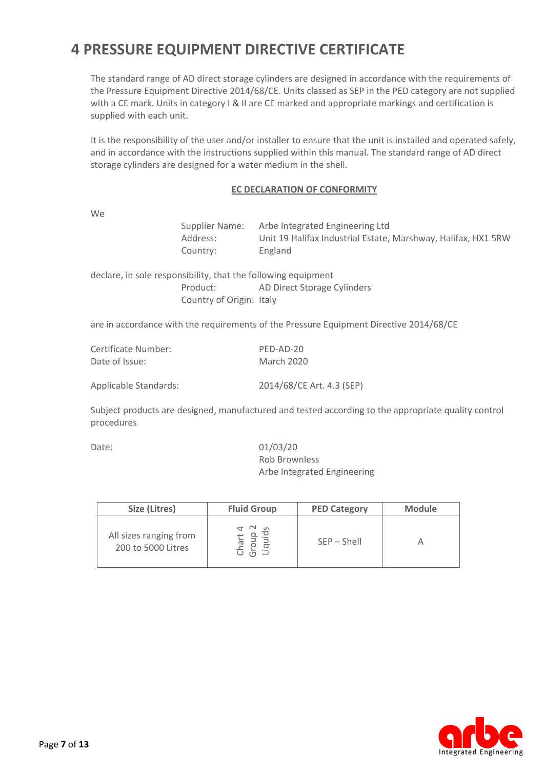# 4 PRESSURE EQUIPMENT DIRECTIVE CERTIFICATE

The standard range of AD direct storage cylinders are designed in accordance with the requirements of the Pressure Equipment Directive 2014/68/CE. Units classed as SEP in the PED category are not supplied with a CE mark. Units in category I & II are CE marked and appropriate markings and certification is supplied with each unit.

It is the responsibility of the user and/or installer to ensure that the unit is installed and operated safely, and in accordance with the instructions supplied within this manual. The standard range of AD direct storage cylinders are designed for a water medium in the shell.

**EC DECLARATION OF CONFORMITY**

We

Supplier Name: Arbe Integrated Engineering Ltd
Address: Unit 19 Halifax Industrial Estate, Marshway, Halifax, HX1 5RW
Country: England

declare, in sole responsibility, that the following equipment

Product: AD Direct Storage Cylinders
Country of Origin: Italy

are in accordance with the requirements of the Pressure Equipment Directive 2014/68/CE

Certificate Number: PED-AD-20
Date of Issue: March 2020

Applicable Standards: 2014/68/CE Art. 4.3 (SEP)

Subject products are designed, manufactured and tested according to the appropriate quality control procedures

Date: 01/03/20
Rob Brownless
Arbe Integrated Engineering

| Size (Litres) | Fluid Group | PED Category | Module |
|---|---|---|---|
| All sizes ranging from 200 to 5000 Litres | Chart 4 Group 2 Liquids | SEP – Shell | A |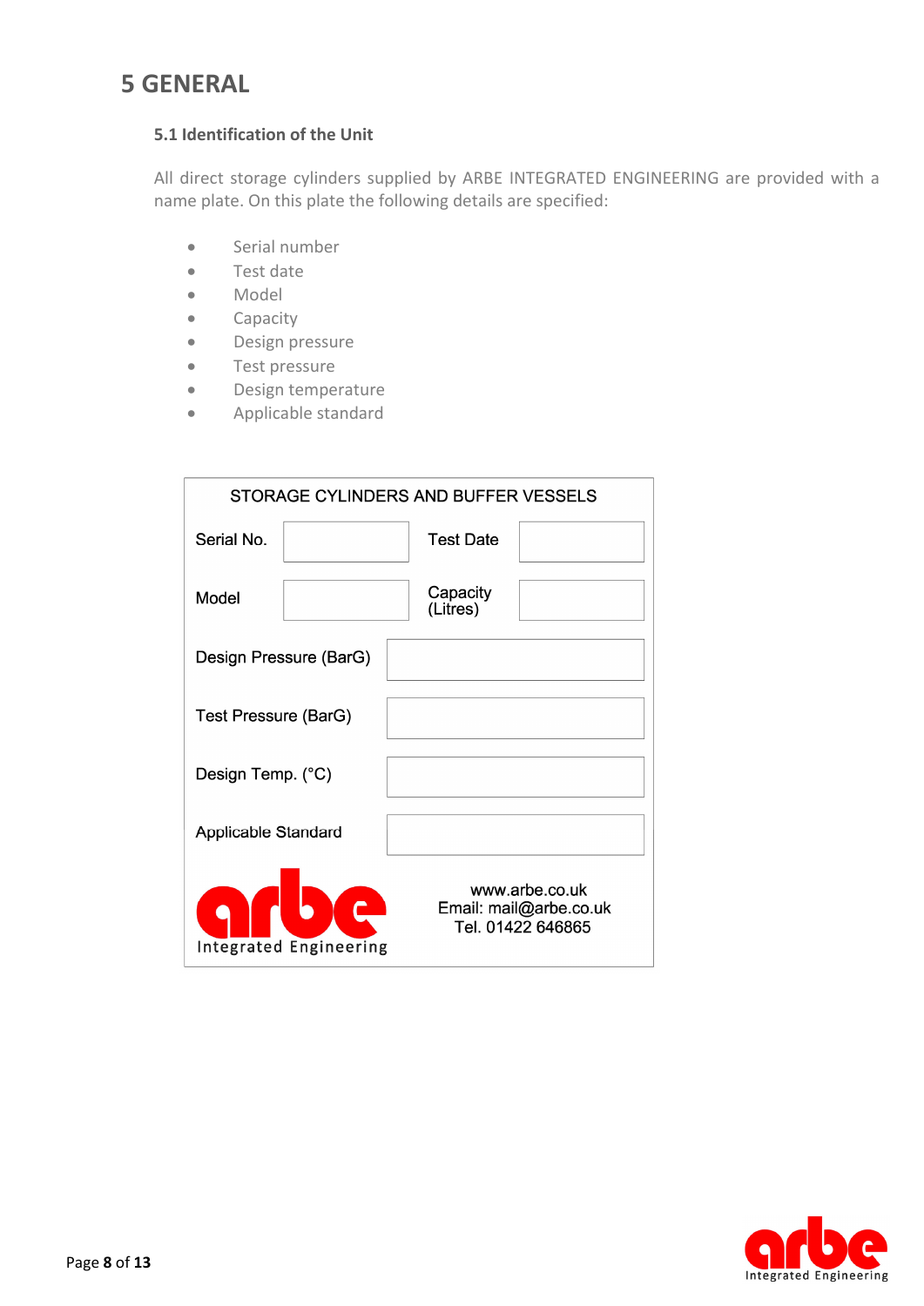# 5 GENERAL

## 5.1 Identification of the Unit

All direct storage cylinders supplied by ARBE INTEGRATED ENGINEERING are provided with a name plate. On this plate the following details are specified:

- Serial number
- Test date
- Model
- Capacity
- Design pressure
- Test pressure
- Design temperature
- Applicable standard

| STORAGE CYLINDERS AND BUFFER VESSELS | | | |
|---|---|---|---|
| Serial No. | | Test Date | |
| Model | | Capacity (Litres) | |
| Design Pressure (BarG) | | | |
| Test Pressure (BarG) | | | |
| Design Temp. (°C) | | | |
| Applicable Standard | | | |

arbe Integrated Engineering

www.arbe.co.uk
Email: mail@arbe.co.uk
Tel. 01422 646865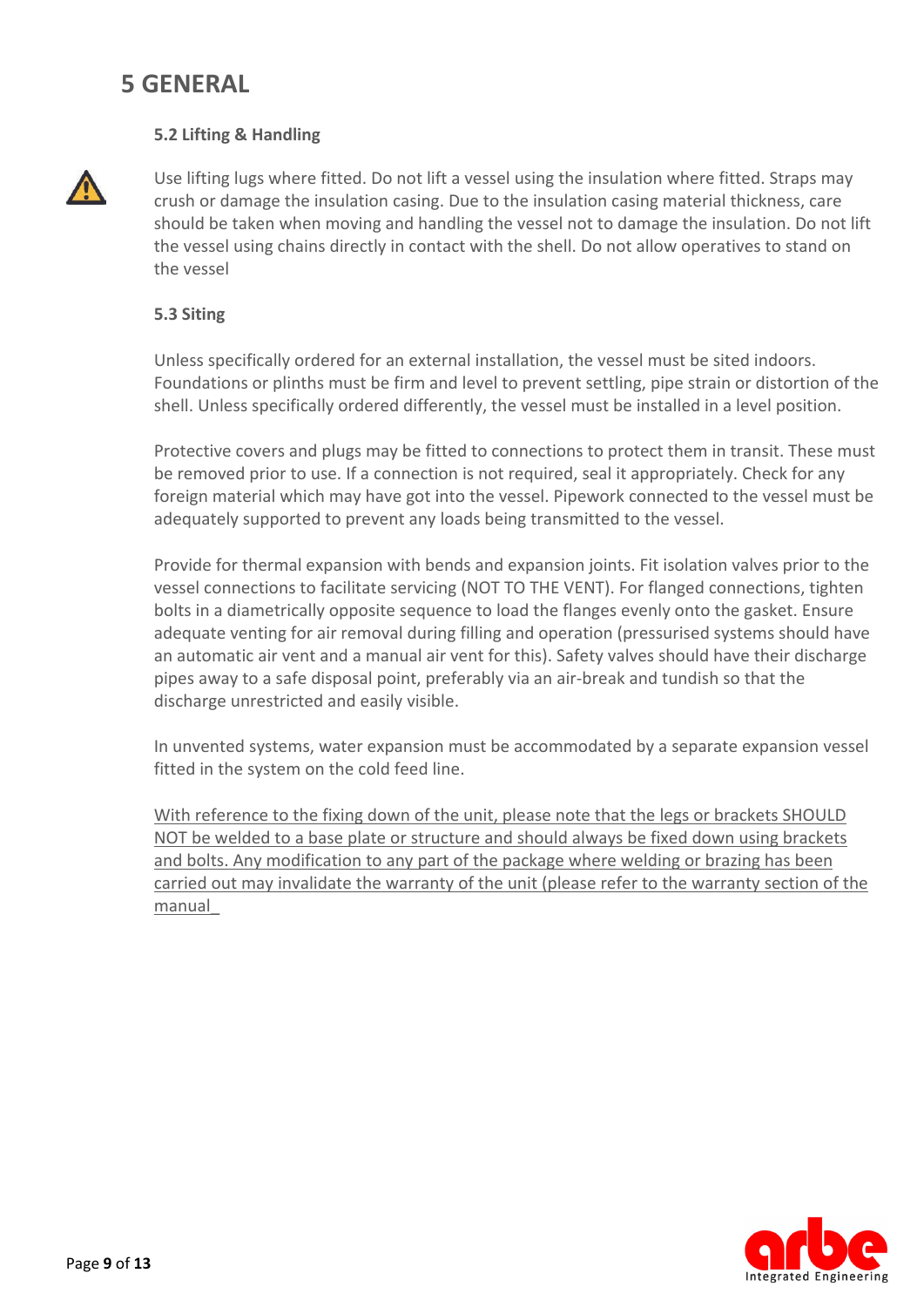# 5 GENERAL

### 5.2 Lifting & Handling

Use lifting lugs where fitted. Do not lift a vessel using the insulation where fitted. Straps may crush or damage the insulation casing. Due to the insulation casing material thickness, care should be taken when moving and handling the vessel not to damage the insulation. Do not lift the vessel using chains directly in contact with the shell. Do not allow operatives to stand on the vessel

### 5.3 Siting

Unless specifically ordered for an external installation, the vessel must be sited indoors. Foundations or plinths must be firm and level to prevent settling, pipe strain or distortion of the shell. Unless specifically ordered differently, the vessel must be installed in a level position.

Protective covers and plugs may be fitted to connections to protect them in transit. These must be removed prior to use. If a connection is not required, seal it appropriately. Check for any foreign material which may have got into the vessel. Pipework connected to the vessel must be adequately supported to prevent any loads being transmitted to the vessel.

Provide for thermal expansion with bends and expansion joints. Fit isolation valves prior to the vessel connections to facilitate servicing (NOT TO THE VENT). For flanged connections, tighten bolts in a diametrically opposite sequence to load the flanges evenly onto the gasket. Ensure adequate venting for air removal during filling and operation (pressurised systems should have an automatic air vent and a manual air vent for this). Safety valves should have their discharge pipes away to a safe disposal point, preferably via an air-break and tundish so that the discharge unrestricted and easily visible.

In unvented systems, water expansion must be accommodated by a separate expansion vessel fitted in the system on the cold feed line.

<u>With reference to the fixing down of the unit, please note that the legs or brackets SHOULD NOT be welded to a base plate or structure and should always be fixed down using brackets and bolts. Any modification to any part of the package where welding or brazing has been carried out may invalidate the warranty of the unit (please refer to the warranty section of the manual_</u>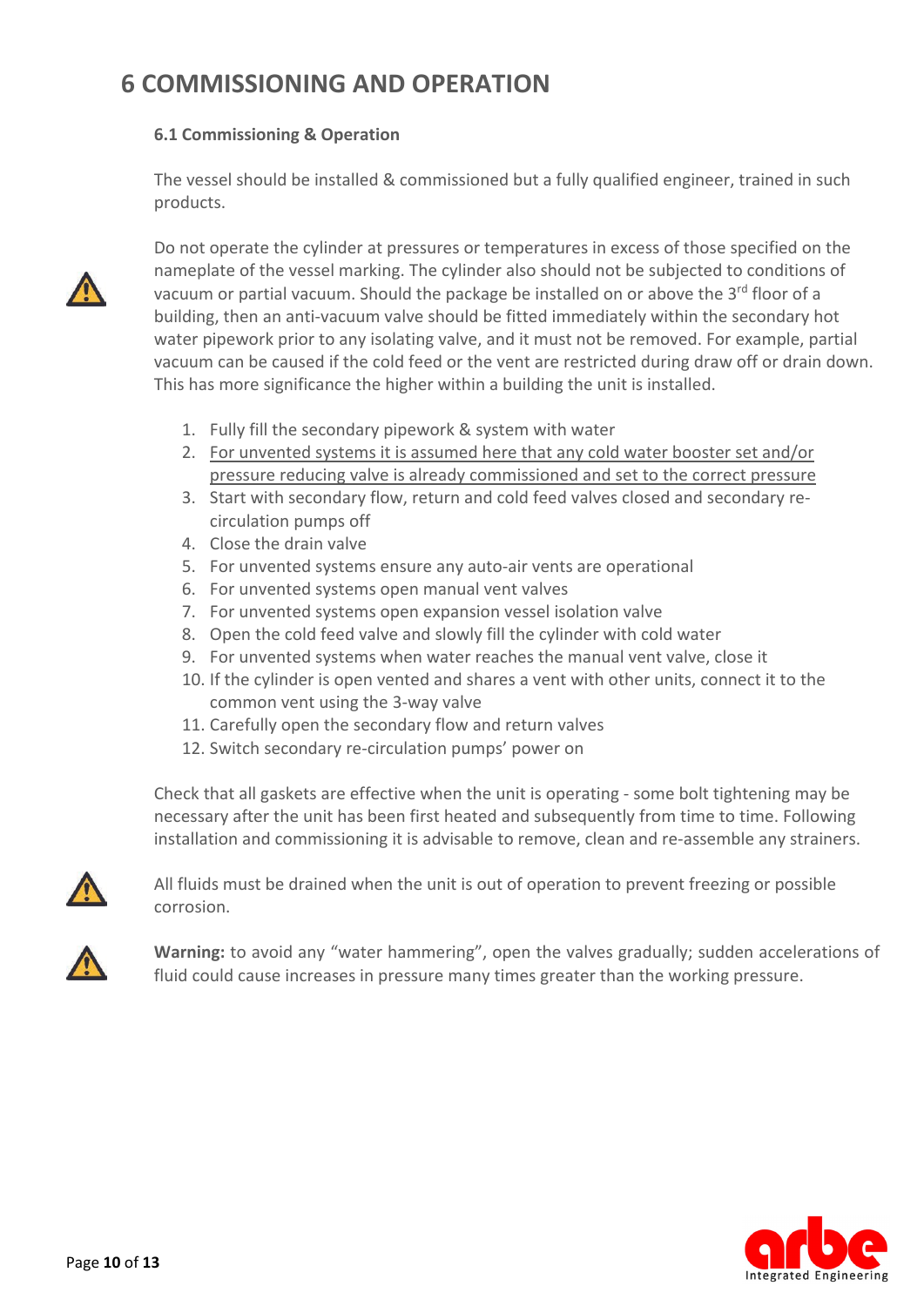# 6 COMMISSIONING AND OPERATION

### 6.1 Commissioning & Operation

The vessel should be installed & commissioned but a fully qualified engineer, trained in such products.

Do not operate the cylinder at pressures or temperatures in excess of those specified on the nameplate of the vessel marking. The cylinder also should not be subjected to conditions of vacuum or partial vacuum. Should the package be installed on or above the 3rd floor of a building, then an anti-vacuum valve should be fitted immediately within the secondary hot water pipework prior to any isolating valve, and it must not be removed. For example, partial vacuum can be caused if the cold feed or the vent are restricted during draw off or drain down. This has more significance the higher within a building the unit is installed.

1. Fully fill the secondary pipework & system with water
2. <u>For unvented systems it is assumed here that any cold water booster set and/or pressure reducing valve is already commissioned and set to the correct pressure</u>
3. Start with secondary flow, return and cold feed valves closed and secondary re-circulation pumps off
4. Close the drain valve
5. For unvented systems ensure any auto-air vents are operational
6. For unvented systems open manual vent valves
7. For unvented systems open expansion vessel isolation valve
8. Open the cold feed valve and slowly fill the cylinder with cold water
9. For unvented systems when water reaches the manual vent valve, close it
10. If the cylinder is open vented and shares a vent with other units, connect it to the common vent using the 3-way valve
11. Carefully open the secondary flow and return valves
12. Switch secondary re-circulation pumps' power on

Check that all gaskets are effective when the unit is operating - some bolt tightening may be necessary after the unit has been first heated and subsequently from time to time. Following installation and commissioning it is advisable to remove, clean and re-assemble any strainers.

All fluids must be drained when the unit is out of operation to prevent freezing or possible corrosion.

**Warning:** to avoid any "water hammering", open the valves gradually; sudden accelerations of fluid could cause increases in pressure many times greater than the working pressure.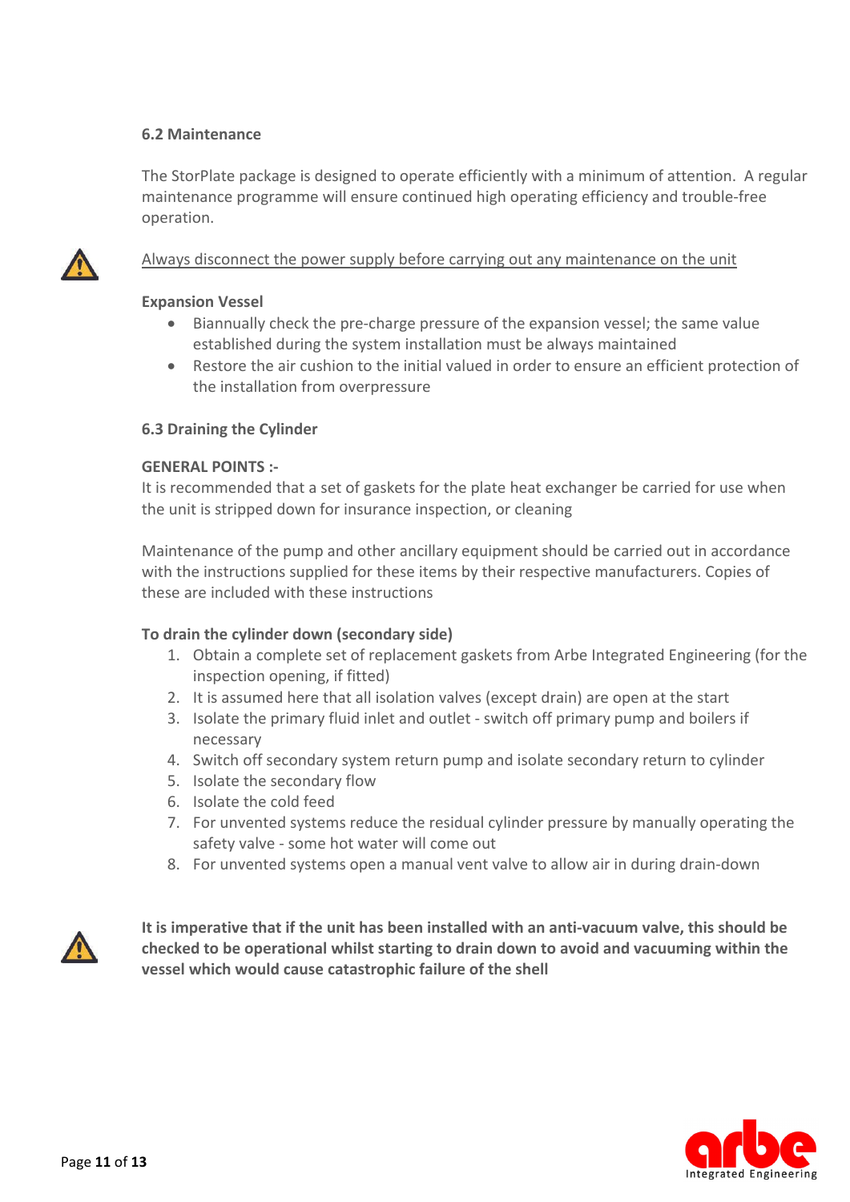### 6.2 Maintenance

The StorPlate package is designed to operate efficiently with a minimum of attention. A regular maintenance programme will ensure continued high operating efficiency and trouble-free operation.

<u>Always disconnect the power supply before carrying out any maintenance on the unit</u>

**Expansion Vessel**

- Biannually check the pre-charge pressure of the expansion vessel; the same value established during the system installation must be always maintained
- Restore the air cushion to the initial valued in order to ensure an efficient protection of the installation from overpressure

### 6.3 Draining the Cylinder

**GENERAL POINTS :-**

It is recommended that a set of gaskets for the plate heat exchanger be carried for use when the unit is stripped down for insurance inspection, or cleaning

Maintenance of the pump and other ancillary equipment should be carried out in accordance with the instructions supplied for these items by their respective manufacturers. Copies of these are included with these instructions

**To drain the cylinder down (secondary side)**

1. Obtain a complete set of replacement gaskets from Arbe Integrated Engineering (for the inspection opening, if fitted)
2. It is assumed here that all isolation valves (except drain) are open at the start
3. Isolate the primary fluid inlet and outlet - switch off primary pump and boilers if necessary
4. Switch off secondary system return pump and isolate secondary return to cylinder
5. Isolate the secondary flow
6. Isolate the cold feed
7. For unvented systems reduce the residual cylinder pressure by manually operating the safety valve - some hot water will come out
8. For unvented systems open a manual vent valve to allow air in during drain-down

**It is imperative that if the unit has been installed with an anti-vacuum valve, this should be checked to be operational whilst starting to drain down to avoid and vacuuming within the vessel which would cause catastrophic failure of the shell**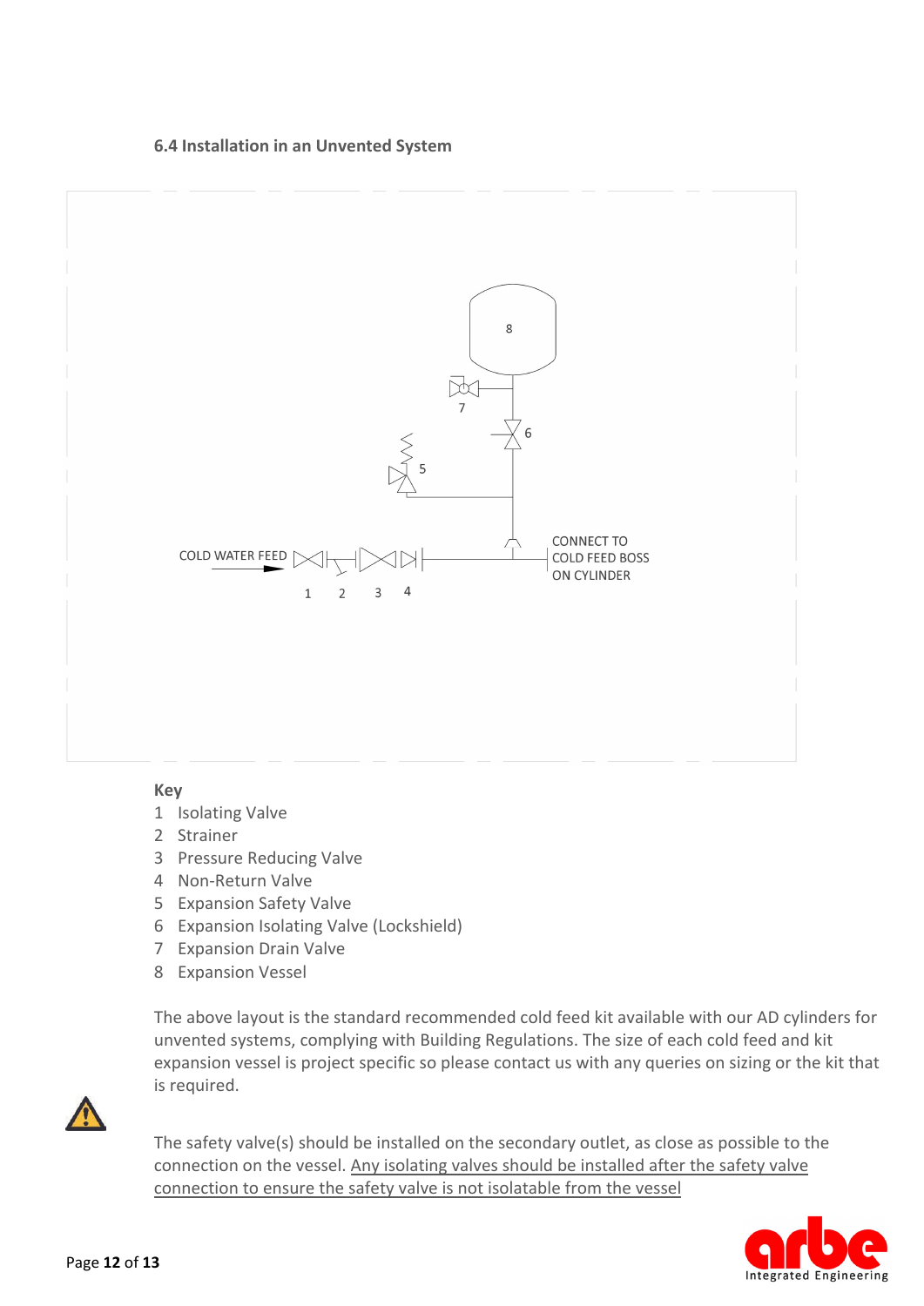### 6.4 Installation in an Unvented System

COLD WATER FEED

CONNECT TO COLD FEED BOSS ON CYLINDER

**Key**

1 Isolating Valve
2 Strainer
3 Pressure Reducing Valve
4 Non-Return Valve
5 Expansion Safety Valve
6 Expansion Isolating Valve (Lockshield)
7 Expansion Drain Valve
8 Expansion Vessel

The above layout is the standard recommended cold feed kit available with our AD cylinders for unvented systems, complying with Building Regulations. The size of each cold feed and kit expansion vessel is project specific so please contact us with any queries on sizing or the kit that is required.

The safety valve(s) should be installed on the secondary outlet, as close as possible to the connection on the vessel. Any isolating valves should be installed after the safety valve connection to ensure the safety valve is not isolatable from the vessel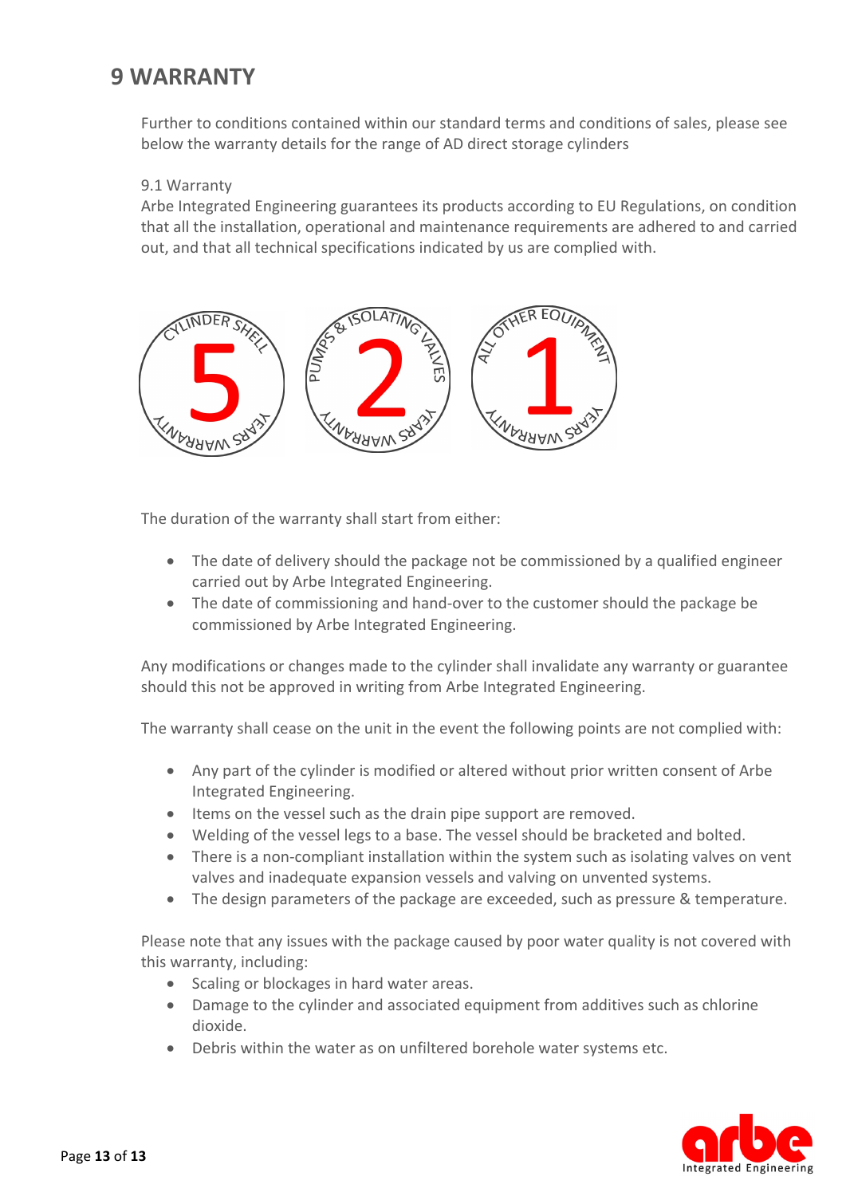# 9 WARRANTY

Further to conditions contained within our standard terms and conditions of sales, please see below the warranty details for the range of AD direct storage cylinders

9.1 Warranty

Arbe Integrated Engineering guarantees its products according to EU Regulations, on condition that all the installation, operational and maintenance requirements are adhered to and carried out, and that all technical specifications indicated by us are complied with.

CYLINDER SHELL
5
YEARS WARRANTY

PUMPS & ISOLATING VALVES
2
YEARS WARRANTY

ALL OTHER EQUIPMENT
1
YEARS WARRANTY

The duration of the warranty shall start from either:

- The date of delivery should the package not be commissioned by a qualified engineer carried out by Arbe Integrated Engineering.
- The date of commissioning and hand-over to the customer should the package be commissioned by Arbe Integrated Engineering.

Any modifications or changes made to the cylinder shall invalidate any warranty or guarantee should this not be approved in writing from Arbe Integrated Engineering.

The warranty shall cease on the unit in the event the following points are not complied with:

- Any part of the cylinder is modified or altered without prior written consent of Arbe Integrated Engineering.
- Items on the vessel such as the drain pipe support are removed.
- Welding of the vessel legs to a base. The vessel should be bracketed and bolted.
- There is a non-compliant installation within the system such as isolating valves on vent valves and inadequate expansion vessels and valving on unvented systems.
- The design parameters of the package are exceeded, such as pressure & temperature.

Please note that any issues with the package caused by poor water quality is not covered with this warranty, including:

- Scaling or blockages in hard water areas.
- Damage to the cylinder and associated equipment from additives such as chlorine dioxide.
- Debris within the water as on unfiltered borehole water systems etc.